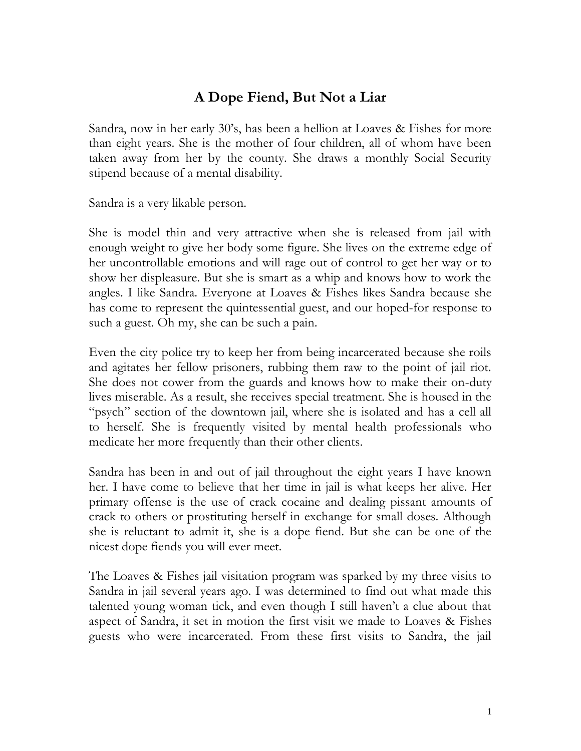# A Dope Fiend, But Not a Liar

Sandra, now in her early 30's, has been a hellion at Loaves & Fishes for more than eight years. She is the mother of four children, all of whom have been taken away from her by the county. She draws a monthly Social Security stipend because of a mental disability.

Sandra is a very likable person.

She is model thin and very attractive when she is released from jail with enough weight to give her body some figure. She lives on the extreme edge of her uncontrollable emotions and will rage out of control to get her way or to show her displeasure. But she is smart as a whip and knows how to work the angles. I like Sandra. Everyone at Loaves & Fishes likes Sandra because she has come to represent the quintessential guest, and our hoped-for response to such a guest. Oh my, she can be such a pain.

Even the city police try to keep her from being incarcerated because she roils and agitates her fellow prisoners, rubbing them raw to the point of jail riot. She does not cower from the guards and knows how to make their on-duty lives miserable. As a result, she receives special treatment. She is housed in the "psych" section of the downtown jail, where she is isolated and has a cell all to herself. She is frequently visited by mental health professionals who medicate her more frequently than their other clients.

Sandra has been in and out of jail throughout the eight years I have known her. I have come to believe that her time in jail is what keeps her alive. Her primary offense is the use of crack cocaine and dealing pissant amounts of crack to others or prostituting herself in exchange for small doses. Although she is reluctant to admit it, she is a dope fiend. But she can be one of the nicest dope fiends you will ever meet.

The Loaves & Fishes jail visitation program was sparked by my three visits to Sandra in jail several years ago. I was determined to find out what made this talented young woman tick, and even though I still haven't a clue about that aspect of Sandra, it set in motion the first visit we made to Loaves & Fishes guests who were incarcerated. From these first visits to Sandra, the jail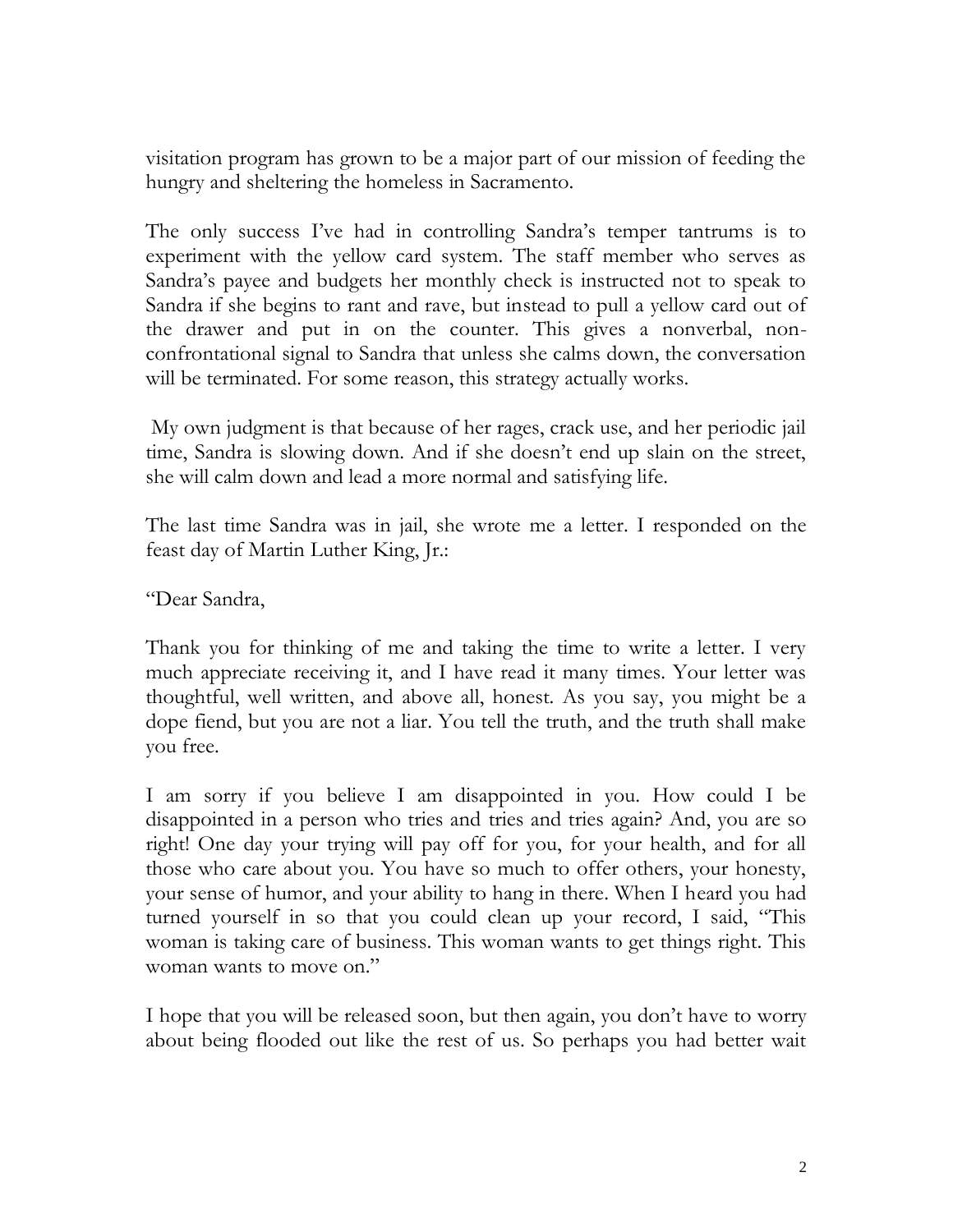visitation program has grown to be a major part of our mission of feeding the hungry and sheltering the homeless in Sacramento.

The only success I've had in controlling Sandra's temper tantrums is to experiment with the yellow card system. The staff member who serves as Sandra's payee and budgets her monthly check is instructed not to speak to Sandra if she begins to rant and rave, but instead to pull a yellow card out of the drawer and put in on the counter. This gives a nonverbal, non-confrontational signal to Sandra that unless she calms down, the conversation will be terminated. For some reason, this strategy actually works.

My own judgment is that because of her rages, crack use, and her periodic jail time, Sandra is slowing down. And if she doesn't end up slain on the street, she will calm down and lead a more normal and satisfying life.

The last time Sandra was in jail, she wrote me a letter. I responded on the feast day of Martin Luther King, Jr.:

"Dear Sandra,

Thank you for thinking of me and taking the time to write a letter. I very much appreciate receiving it, and I have read it many times. Your letter was thoughtful, well written, and above all, honest. As you say, you might be a dope fiend, but you are not a liar. You tell the truth, and the truth shall make you free.

I am sorry if you believe I am disappointed in you. How could I be disappointed in a person who tries and tries and tries again? And, you are so right! One day your trying will pay off for you, for your health, and for all those who care about you. You have so much to offer others, your honesty, your sense of humor, and your ability to hang in there. When I heard you had turned yourself in so that you could clean up your record, I said, "This woman is taking care of business. This woman wants to get things right. This woman wants to move on."

I hope that you will be released soon, but then again, you don't have to worry about being flooded out like the rest of us. So perhaps you had better wait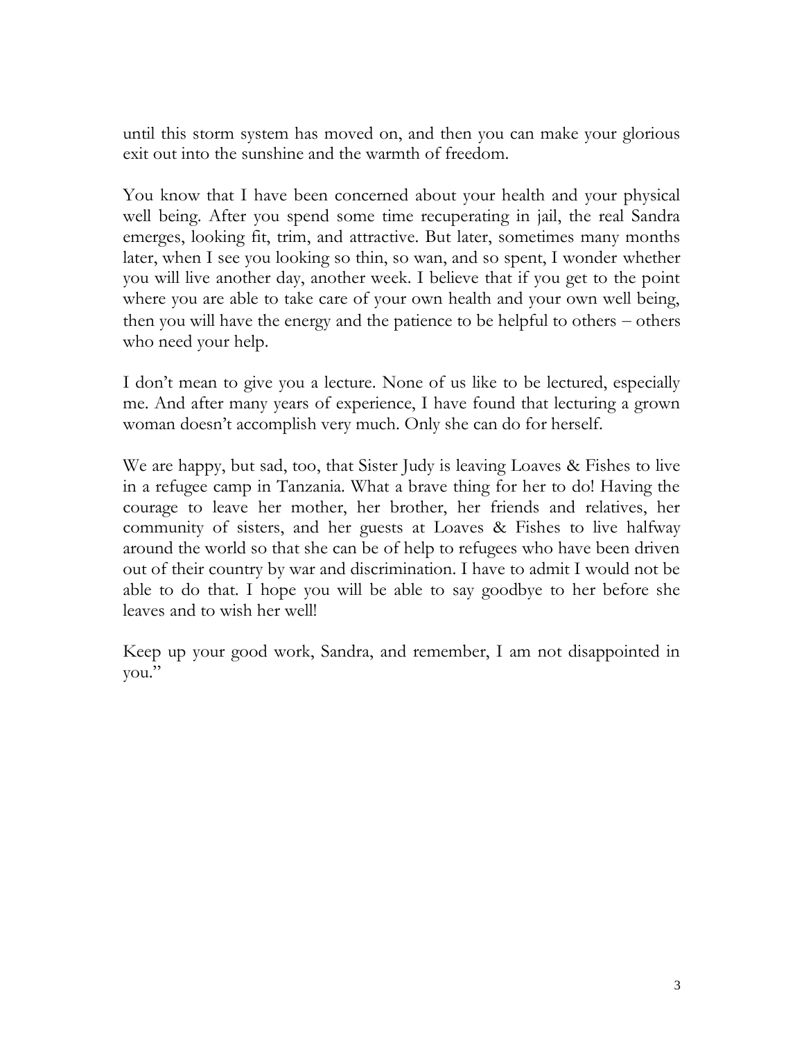until this storm system has moved on, and then you can make your glorious exit out into the sunshine and the warmth of freedom.

You know that I have been concerned about your health and your physical well being. After you spend some time recuperating in jail, the real Sandra emerges, looking fit, trim, and attractive. But later, sometimes many months later, when I see you looking so thin, so wan, and so spent, I wonder whether you will live another day, another week. I believe that if you get to the point where you are able to take care of your own health and your own well being, then you will have the energy and the patience to be helpful to others – others who need your help.

I don't mean to give you a lecture. None of us like to be lectured, especially me. And after many years of experience, I have found that lecturing a grown woman doesn't accomplish very much. Only she can do for herself.

We are happy, but sad, too, that Sister Judy is leaving Loaves & Fishes to live in a refugee camp in Tanzania. What a brave thing for her to do! Having the courage to leave her mother, her brother, her friends and relatives, her community of sisters, and her guests at Loaves & Fishes to live halfway around the world so that she can be of help to refugees who have been driven out of their country by war and discrimination. I have to admit I would not be able to do that. I hope you will be able to say goodbye to her before she leaves and to wish her well!

Keep up your good work, Sandra, and remember, I am not disappointed in you."